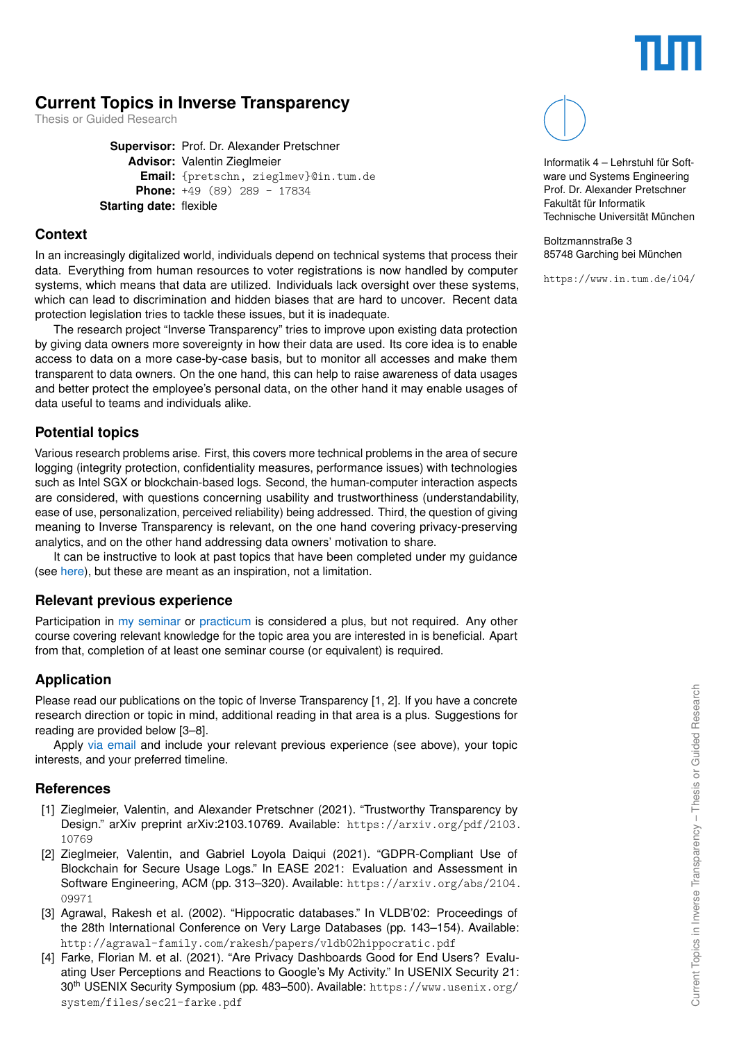# Current Topics in Inverse Transparency

Thesis or Guided Research

**Supervisor:** Prof. Dr. Alexander Pretschner
**Advisor:** Valentin Zieglmeier
**Email:** {pretschn, zieglmev}@in.tum.de
**Phone:** +49 (89) 289 - 17834
**Starting date:** flexible

Informatik 4 – Lehrstuhl für Software und Systems Engineering
Prof. Dr. Alexander Pretschner
Fakultät für Informatik
Technische Universität München

Boltzmannstraße 3
85748 Garching bei München

https://www.in.tum.de/i04/

## Context

In an increasingly digitalized world, individuals depend on technical systems that process their data. Everything from human resources to voter registrations is now handled by computer systems, which means that data are utilized. Individuals lack oversight over these systems, which can lead to discrimination and hidden biases that are hard to uncover. Recent data protection legislation tries to tackle these issues, but it is inadequate.

The research project "Inverse Transparency" tries to improve upon existing data protection by giving data owners more sovereignty in how their data are used. Its core idea is to enable access to data on a more case-by-case basis, but to monitor all accesses and make them transparent to data owners. On the one hand, this can help to raise awareness of data usages and better protect the employee's personal data, on the other hand it may enable usages of data useful to teams and individuals alike.

## Potential topics

Various research problems arise. First, this covers more technical problems in the area of secure logging (integrity protection, confidentiality measures, performance issues) with technologies such as Intel SGX or blockchain-based logs. Second, the human-computer interaction aspects are considered, with questions concerning usability and trustworthiness (understandability, ease of use, personalization, perceived reliability) being addressed. Third, the question of giving meaning to Inverse Transparency is relevant, on the one hand covering privacy-preserving analytics, and on the other hand addressing data owners' motivation to share.

It can be instructive to look at past topics that have been completed under my guidance (see here), but these are meant as an inspiration, not a limitation.

## Relevant previous experience

Participation in my seminar or practicum is considered a plus, but not required. Any other course covering relevant knowledge for the topic area you are interested in is beneficial. Apart from that, completion of at least one seminar course (or equivalent) is required.

## Application

Please read our publications on the topic of Inverse Transparency [1, 2]. If you have a concrete research direction or topic in mind, additional reading in that area is a plus. Suggestions for reading are provided below [3–8].

Apply via email and include your relevant previous experience (see above), your topic interests, and your preferred timeline.

## References

[1] Zieglmeier, Valentin, and Alexander Pretschner (2021). "Trustworthy Transparency by Design." arXiv preprint arXiv:2103.10769. Available: https://arxiv.org/pdf/2103.10769

[2] Zieglmeier, Valentin, and Gabriel Loyola Daiqui (2021). "GDPR-Compliant Use of Blockchain for Secure Usage Logs." In EASE 2021: Evaluation and Assessment in Software Engineering, ACM (pp. 313–320). Available: https://arxiv.org/abs/2104.09971

[3] Agrawal, Rakesh et al. (2002). "Hippocratic databases." In VLDB'02: Proceedings of the 28th International Conference on Very Large Databases (pp. 143–154). Available: http://agrawal-family.com/rakesh/papers/vldb02hippocratic.pdf

[4] Farke, Florian M. et al. (2021). "Are Privacy Dashboards Good for End Users? Evaluating User Perceptions and Reactions to Google's My Activity." In USENIX Security 21: 30th USENIX Security Symposium (pp. 483–500). Available: https://www.usenix.org/system/files/sec21-farke.pdf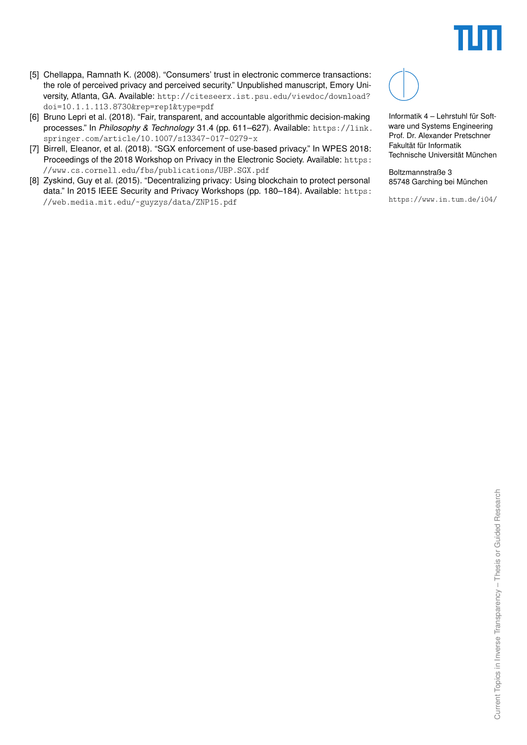[5] Chellappa, Ramnath K. (2008). "Consumers' trust in electronic commerce transactions: the role of perceived privacy and perceived security." Unpublished manuscript, Emory University, Atlanta, GA. Available: http://citeseerx.ist.psu.edu/viewdoc/download?doi=10.1.1.113.8730&rep=rep1&type=pdf

[6] Bruno Lepri et al. (2018). "Fair, transparent, and accountable algorithmic decision-making processes." In *Philosophy & Technology* 31.4 (pp. 611–627). Available: https://link.springer.com/article/10.1007/s13347-017-0279-x

[7] Birrell, Eleanor, et al. (2018). "SGX enforcement of use-based privacy." In WPES 2018: Proceedings of the 2018 Workshop on Privacy in the Electronic Society. Available: https://www.cs.cornell.edu/fbs/publications/UBP.SGX.pdf

[8] Zyskind, Guy et al. (2015). "Decentralizing privacy: Using blockchain to protect personal data." In 2015 IEEE Security and Privacy Workshops (pp. 180–184). Available: https://web.media.mit.edu/~guyzys/data/ZNP15.pdf

Informatik 4 – Lehrstuhl für Software und Systems Engineering
Prof. Dr. Alexander Pretschner
Fakultät für Informatik
Technische Universität München

Boltzmannstraße 3
85748 Garching bei München

https://www.in.tum.de/i04/

Current Topics in Inverse Transparency – Thesis or Guided Research